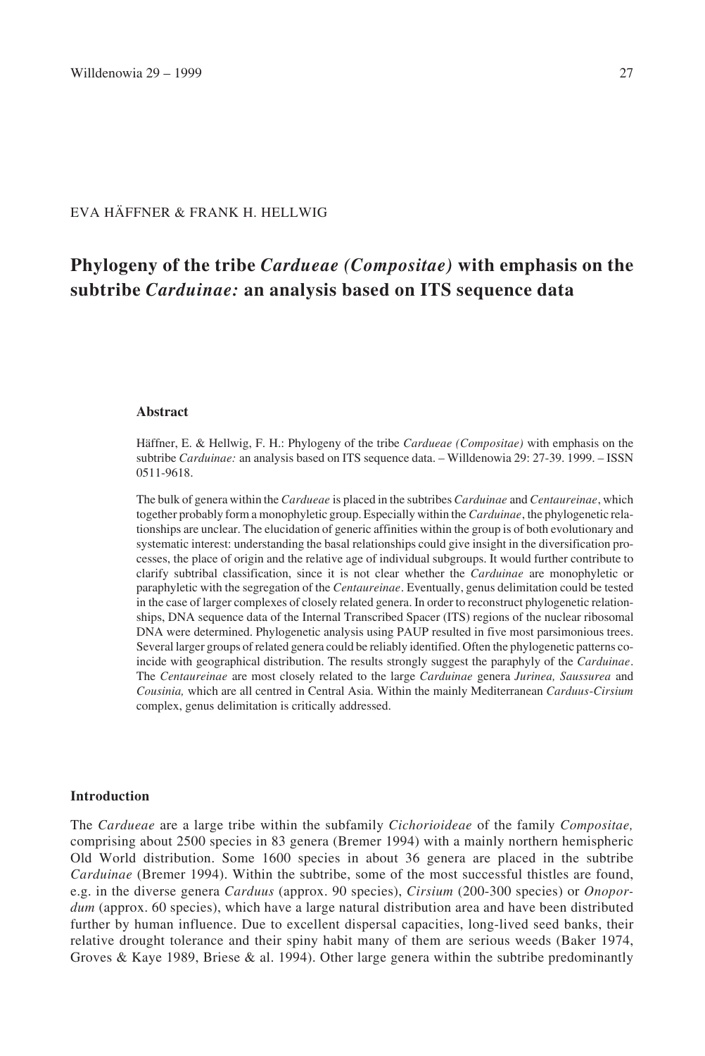EVA HÄFFNER & FRANK H. HELLWIG

# Phylogeny of the tribe *Cardueae (Compositae)* with emphasis on the subtribe *Carduinae:* an analysis based on ITS sequence data

### Abstract

Häffner, E. & Hellwig, F. H.: Phylogeny of the tribe *Cardueae (Compositae)* with emphasis on the subtribe *Carduinae:* an analysis based on ITS sequence data. – Willdenowia 29: 27-39. 1999. – ISSN 0511-9618.

The bulk of genera within the *Cardueae* is placed in the subtribes *Carduinae* and *Centaureinae*, which together probably form a monophyletic group. Especially within the *Carduinae*, the phylogenetic relationships are unclear. The elucidation of generic affinities within the group is of both evolutionary and systematic interest: understanding the basal relationships could give insight in the diversification processes, the place of origin and the relative age of individual subgroups. It would further contribute to clarify subtribal classification, since it is not clear whether the *Carduinae* are monophyletic or paraphyletic with the segregation of the *Centaureinae*. Eventually, genus delimitation could be tested in the case of larger complexes of closely related genera. In order to reconstruct phylogenetic relationships, DNA sequence data of the Internal Transcribed Spacer (ITS) regions of the nuclear ribosomal DNA were determined. Phylogenetic analysis using PAUP resulted in five most parsimonious trees. Several larger groups of related genera could be reliably identified. Often the phylogenetic patterns coincide with geographical distribution. The results strongly suggest the paraphyly of the *Carduinae*. The *Centaureinae* are most closely related to the large *Carduinae* genera *Jurinea, Saussurea* and *Cousinia,* which are all centred in Central Asia. Within the mainly Mediterranean *Carduus-Cirsium* complex, genus delimitation is critically addressed.

### Introduction

The *Cardueae* are a large tribe within the subfamily *Cichorioideae* of the family *Compositae,* comprising about 2500 species in 83 genera (Bremer 1994) with a mainly northern hemispheric Old World distribution. Some 1600 species in about 36 genera are placed in the subtribe *Carduinae* (Bremer 1994). Within the subtribe, some of the most successful thistles are found, e.g. in the diverse genera *Carduus* (approx. 90 species), *Cirsium* (200-300 species) or *Onopordum* (approx. 60 species), which have a large natural distribution area and have been distributed further by human influence. Due to excellent dispersal capacities, long-lived seed banks, their relative drought tolerance and their spiny habit many of them are serious weeds (Baker 1974, Groves & Kaye 1989, Briese & al. 1994). Other large genera within the subtribe predominantly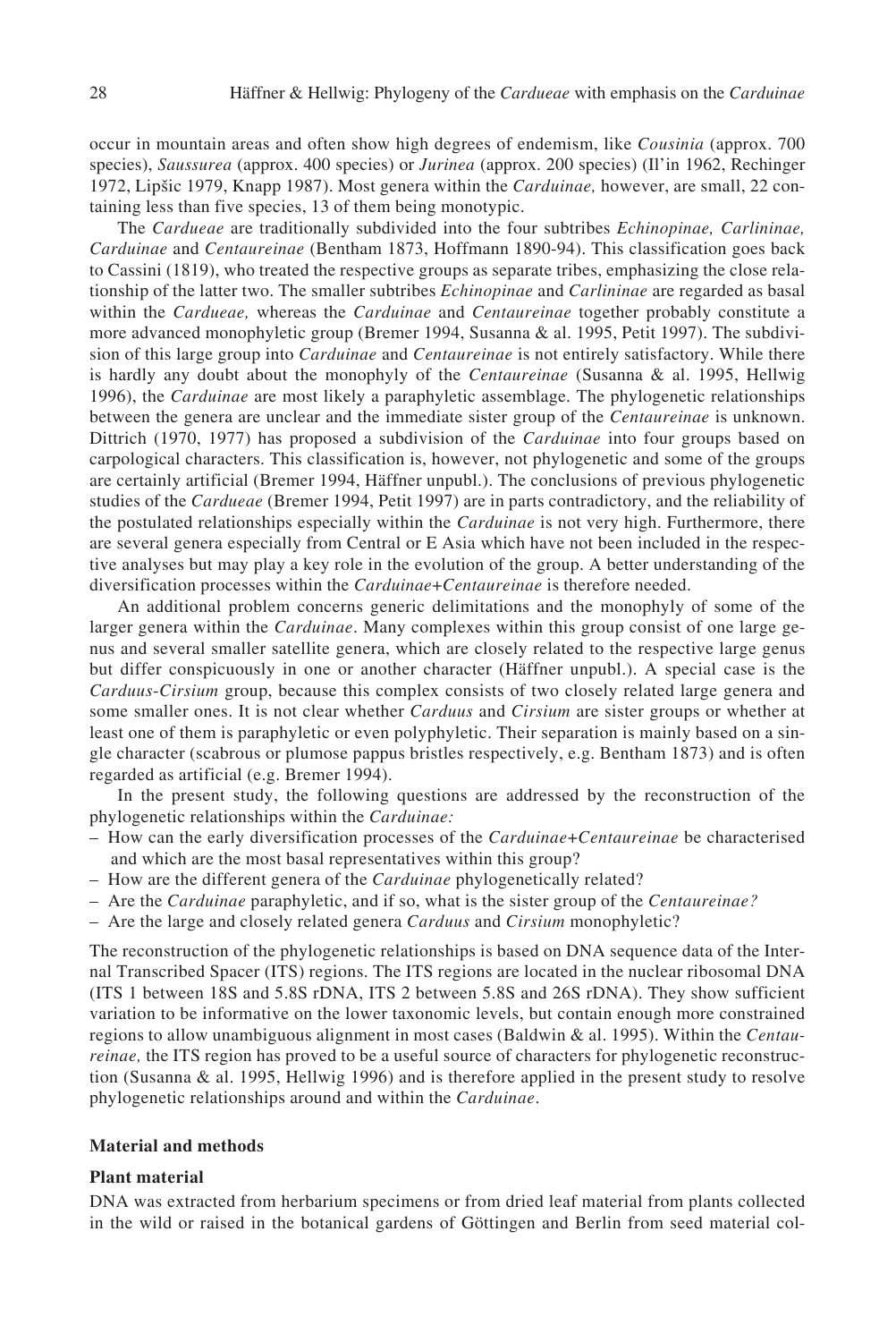occur in mountain areas and often show high degrees of endemism, like *Cousinia* (approx. 700 species), *Saussurea* (approx. 400 species) or *Jurinea* (approx. 200 species) (Il'in 1962, Rechinger 1972, Lipšic 1979, Knapp 1987). Most genera within the *Carduinae,* however, are small, 22 containing less than five species, 13 of them being monotypic.

The *Cardueae* are traditionally subdivided into the four subtribes *Echinopinae, Carlininae, Carduinae* and *Centaureinae* (Bentham 1873, Hoffmann 1890-94). This classification goes back to Cassini (1819), who treated the respective groups as separate tribes, emphasizing the close relationship of the latter two. The smaller subtribes *Echinopinae* and *Carlininae* are regarded as basal within the *Cardueae,* whereas the *Carduinae* and *Centaureinae* together probably constitute a more advanced monophyletic group (Bremer 1994, Susanna & al. 1995, Petit 1997). The subdivision of this large group into *Carduinae* and *Centaureinae* is not entirely satisfactory. While there is hardly any doubt about the monophyly of the *Centaureinae* (Susanna & al. 1995, Hellwig 1996), the *Carduinae* are most likely a paraphyletic assemblage. The phylogenetic relationships between the genera are unclear and the immediate sister group of the *Centaureinae* is unknown. Dittrich (1970, 1977) has proposed a subdivision of the *Carduinae* into four groups based on carpological characters. This classification is, however, not phylogenetic and some of the groups are certainly artificial (Bremer 1994, Häffner unpubl.). The conclusions of previous phylogenetic studies of the *Cardueae* (Bremer 1994, Petit 1997) are in parts contradictory, and the reliability of the postulated relationships especially within the *Carduinae* is not very high. Furthermore, there are several genera especially from Central or E Asia which have not been included in the respective analyses but may play a key role in the evolution of the group. A better understanding of the diversification processes within the *Carduinae+Centaureinae* is therefore needed.

An additional problem concerns generic delimitations and the monophyly of some of the larger genera within the *Carduinae*. Many complexes within this group consist of one large genus and several smaller satellite genera, which are closely related to the respective large genus but differ conspicuously in one or another character (Häffner unpubl.). A special case is the *Carduus-Cirsium* group, because this complex consists of two closely related large genera and some smaller ones. It is not clear whether *Carduus* and *Cirsium* are sister groups or whether at least one of them is paraphyletic or even polyphyletic. Their separation is mainly based on a single character (scabrous or plumose pappus bristles respectively, e.g. Bentham 1873) and is often regarded as artificial (e.g. Bremer 1994).

In the present study, the following questions are addressed by the reconstruction of the phylogenetic relationships within the *Carduinae:*

- How can the early diversification processes of the *Carduinae+Centaureinae* be characterised and which are the most basal representatives within this group?
- How are the different genera of the *Carduinae* phylogenetically related?
- Are the *Carduinae* paraphyletic, and if so, what is the sister group of the *Centaureinae?*
- Are the large and closely related genera *Carduus* and *Cirsium* monophyletic?

The reconstruction of the phylogenetic relationships is based on DNA sequence data of the Internal Transcribed Spacer (ITS) regions. The ITS regions are located in the nuclear ribosomal DNA (ITS 1 between 18S and 5.8S rDNA, ITS 2 between 5.8S and 26S rDNA). They show sufficient variation to be informative on the lower taxonomic levels, but contain enough more constrained regions to allow unambiguous alignment in most cases (Baldwin & al. 1995). Within the *Centaureinae,* the ITS region has proved to be a useful source of characters for phylogenetic reconstruction (Susanna & al. 1995, Hellwig 1996) and is therefore applied in the present study to resolve phylogenetic relationships around and within the *Carduinae*.

## Material and methods

### Plant material

DNA was extracted from herbarium specimens or from dried leaf material from plants collected in the wild or raised in the botanical gardens of Göttingen and Berlin from seed material col-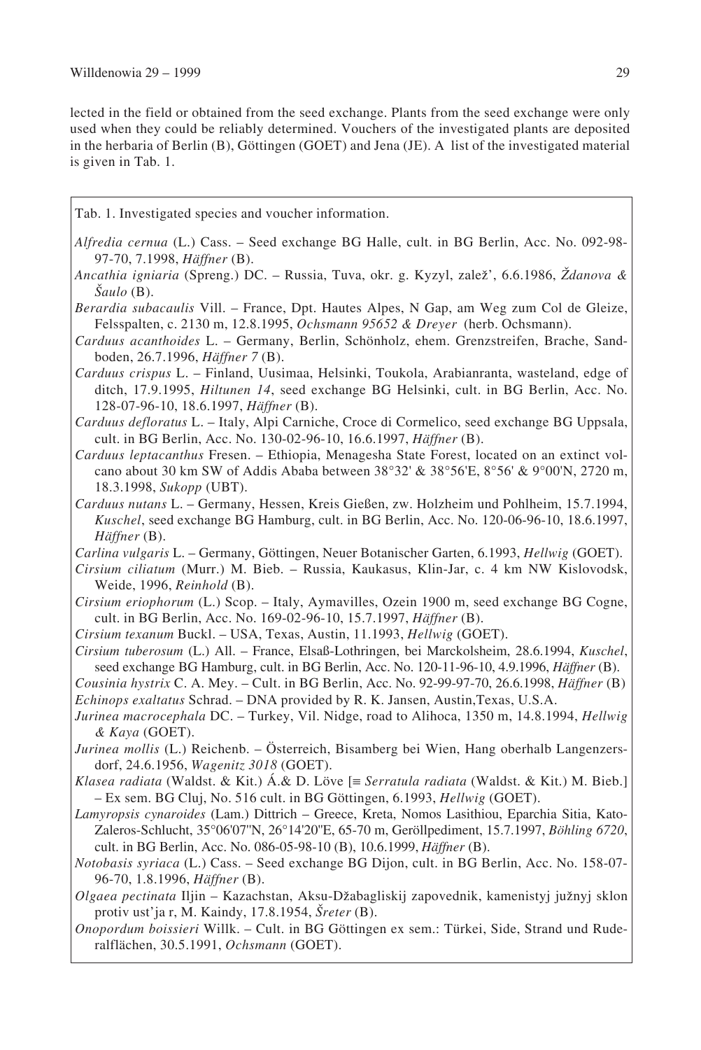lected in the field or obtained from the seed exchange. Plants from the seed exchange were only used when they could be reliably determined. Vouchers of the investigated plants are deposited in the herbaria of Berlin (B), Göttingen (GOET) and Jena (JE). A list of the investigated material is given in Tab. 1.

Tab. 1. Investigated species and voucher information.

*Alfredia cernua* (L.) Cass. – Seed exchange BG Halle, cult. in BG Berlin, Acc. No. 092-98-97-70, 7.1998, *Häffner* (B).

*Ancathia igniaria* (Spreng.) DC. – Russia, Tuva, okr. g. Kyzyl, zalež', 6.6.1986, *Ždanova & Šaulo* (B).

*Berardia subacaulis* Vill. – France, Dpt. Hautes Alpes, N Gap, am Weg zum Col de Gleize, Felsspalten, c. 2130 m, 12.8.1995, *Ochsmann 95652 & Dreyer* (herb. Ochsmann).

*Carduus acanthoides* L. – Germany, Berlin, Schönholz, ehem. Grenzstreifen, Brache, Sandboden, 26.7.1996, *Häffner 7* (B).

*Carduus crispus* L. – Finland, Uusimaa, Helsinki, Toukola, Arabianranta, wasteland, edge of ditch, 17.9.1995, *Hiltunen 14*, seed exchange BG Helsinki, cult. in BG Berlin, Acc. No. 128-07-96-10, 18.6.1997, *Häffner* (B).

*Carduus defloratus* L. – Italy, Alpi Carniche, Croce di Cormelico, seed exchange BG Uppsala, cult. in BG Berlin, Acc. No. 130-02-96-10, 16.6.1997, *Häffner* (B).

*Carduus leptacanthus* Fresen. – Ethiopia, Menagesha State Forest, located on an extinct volcano about 30 km SW of Addis Ababa between 38°32' & 38°56'E, 8°56' & 9°00'N, 2720 m, 18.3.1998, *Sukopp* (UBT).

*Carduus nutans* L. – Germany, Hessen, Kreis Gießen, zw. Holzheim und Pohlheim, 15.7.1994, *Kuschel*, seed exchange BG Hamburg, cult. in BG Berlin, Acc. No. 120-06-96-10, 18.6.1997, *Häffner* (B).

*Carlina vulgaris* L. – Germany, Göttingen, Neuer Botanischer Garten, 6.1993, *Hellwig* (GOET).

*Cirsium ciliatum* (Murr.) M. Bieb. – Russia, Kaukasus, Klin-Jar, c. 4 km NW Kislovodsk, Weide, 1996, *Reinhold* (B).

*Cirsium eriophorum* (L.) Scop. – Italy, Aymavilles, Ozein 1900 m, seed exchange BG Cogne, cult. in BG Berlin, Acc. No. 169-02-96-10, 15.7.1997, *Häffner* (B).

*Cirsium texanum* Buckl. – USA, Texas, Austin, 11.1993, *Hellwig* (GOET).

*Cirsium tuberosum* (L.) All. – France, Elsaß-Lothringen, bei Marckolsheim, 28.6.1994, *Kuschel*, seed exchange BG Hamburg, cult. in BG Berlin, Acc. No. 120-11-96-10, 4.9.1996, *Häffner* (B).

*Cousinia hystrix* C. A. Mey. – Cult. in BG Berlin, Acc. No. 92-99-97-70, 26.6.1998, *Häffner* (B)

*Echinops exaltatus* Schrad. – DNA provided by R. K. Jansen, Austin,Texas, U.S.A.

*Jurinea macrocephala* DC. – Turkey, Vil. Nidge, road to Alihoca, 1350 m, 14.8.1994, *Hellwig & Kaya* (GOET).

*Jurinea mollis* (L.) Reichenb. – Österreich, Bisamberg bei Wien, Hang oberhalb Langenzersdorf, 24.6.1956, *Wagenitz 3018* (GOET).

*Klasea radiata* (Waldst. & Kit.) Á.& D. Löve [≡ *Serratula radiata* (Waldst. & Kit.) M. Bieb.] – Ex sem. BG Cluj, No. 516 cult. in BG Göttingen, 6.1993, *Hellwig* (GOET).

*Lamyropsis cynaroides* (Lam.) Dittrich – Greece, Kreta, Nomos Lasithiou, Eparchia Sitia, Kato-Zaleros-Schlucht, 35°06'07''N, 26°14'20''E, 65-70 m, Geröllpediment, 15.7.1997, *Böhling 6720*, cult. in BG Berlin, Acc. No. 086-05-98-10 (B), 10.6.1999, *Häffner* (B).

*Notobasis syriaca* (L.) Cass. – Seed exchange BG Dijon, cult. in BG Berlin, Acc. No. 158-07-96-70, 1.8.1996, *Häffner* (B).

*Olgaea pectinata* Iljin – Kazachstan, Aksu-Džabagliskij zapovednik, kamenistyj južnyj sklon protiv ust'ja r, M. Kaindy, 17.8.1954, *Šreter* (B).

*Onopordum boissieri* Willk. – Cult. in BG Göttingen ex sem.: Türkei, Side, Strand und Ruderalflächen, 30.5.1991, *Ochsmann* (GOET).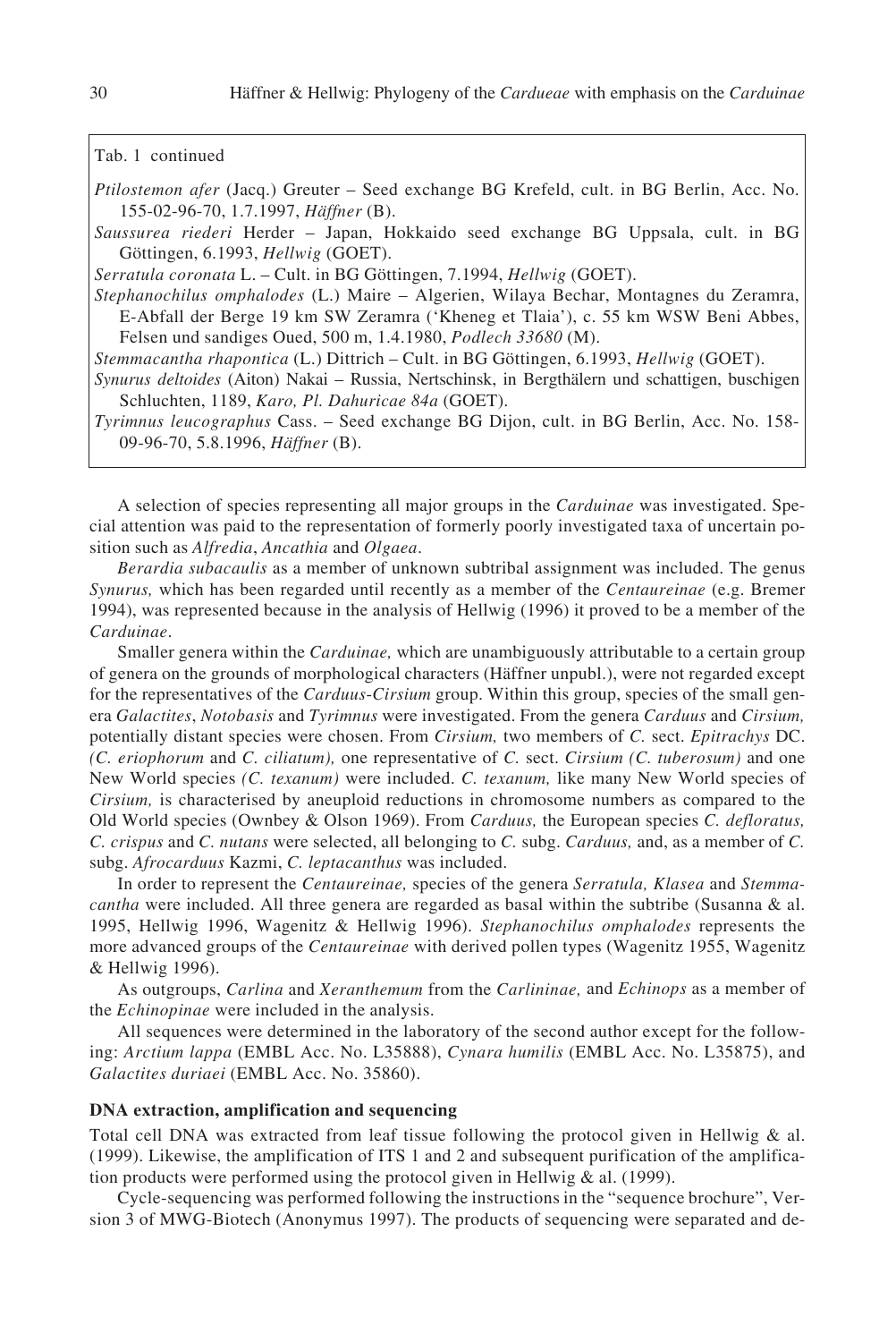Tab. 1 continued

*Ptilostemon afer* (Jacq.) Greuter – Seed exchange BG Krefeld, cult. in BG Berlin, Acc. No. 155-02-96-70, 1.7.1997, *Häffner* (B).

*Saussurea riederi* Herder – Japan, Hokkaido seed exchange BG Uppsala, cult. in BG Göttingen, 6.1993, *Hellwig* (GOET).

*Serratula coronata* L. – Cult. in BG Göttingen, 7.1994, *Hellwig* (GOET).

*Stephanochilus omphalodes* (L.) Maire – Algerien, Wilaya Bechar, Montagnes du Zeramra, E-Abfall der Berge 19 km SW Zeramra ('Kheneg et Tlaia'), c. 55 km WSW Beni Abbes, Felsen und sandiges Oued, 500 m, 1.4.1980, *Podlech 33680* (M).

*Stemmacantha rhapontica* (L.) Dittrich – Cult. in BG Göttingen, 6.1993, *Hellwig* (GOET).

*Synurus deltoides* (Aiton) Nakai – Russia, Nertschinsk, in Bergthälern und schattigen, buschigen Schluchten, 1189, *Karo, Pl. Dahuricae 84a* (GOET).

*Tyrimnus leucographus* Cass. – Seed exchange BG Dijon, cult. in BG Berlin, Acc. No. 158-09-96-70, 5.8.1996, *Häffner* (B).

A selection of species representing all major groups in the *Carduinae* was investigated. Special attention was paid to the representation of formerly poorly investigated taxa of uncertain position such as *Alfredia*, *Ancathia* and *Olgaea*.

*Berardia subacaulis* as a member of unknown subtribal assignment was included. The genus *Synurus,* which has been regarded until recently as a member of the *Centaureinae* (e.g. Bremer 1994), was represented because in the analysis of Hellwig (1996) it proved to be a member of the *Carduinae*.

Smaller genera within the *Carduinae,* which are unambiguously attributable to a certain group of genera on the grounds of morphological characters (Häffner unpubl.), were not regarded except for the representatives of the *Carduus-Cirsium* group. Within this group, species of the small genera *Galactites*, *Notobasis* and *Tyrimnus* were investigated. From the genera *Carduus* and *Cirsium,* potentially distant species were chosen. From *Cirsium,* two members of *C.* sect. *Epitrachys* DC. *(C. eriophorum* and *C. ciliatum),* one representative of *C.* sect. *Cirsium (C. tuberosum)* and one New World species *(C. texanum)* were included. *C. texanum,* like many New World species of *Cirsium,* is characterised by aneuploid reductions in chromosome numbers as compared to the Old World species (Ownbey & Olson 1969). From *Carduus,* the European species *C. defloratus, C. crispus* and *C. nutans* were selected, all belonging to *C.* subg. *Carduus,* and, as a member of *C.* subg. *Afrocarduus* Kazmi, *C. leptacanthus* was included.

In order to represent the *Centaureinae,* species of the genera *Serratula, Klasea* and *Stemmacantha* were included. All three genera are regarded as basal within the subtribe (Susanna & al. 1995, Hellwig 1996, Wagenitz & Hellwig 1996). *Stephanochilus omphalodes* represents the more advanced groups of the *Centaureinae* with derived pollen types (Wagenitz 1955, Wagenitz & Hellwig 1996).

As outgroups, *Carlina* and *Xeranthemum* from the *Carlininae,* and *Echinops* as a member of the *Echinopinae* were included in the analysis.

All sequences were determined in the laboratory of the second author except for the following: *Arctium lappa* (EMBL Acc. No. L35888), *Cynara humilis* (EMBL Acc. No. L35875), and *Galactites duriaei* (EMBL Acc. No. 35860).

### DNA extraction, amplification and sequencing

Total cell DNA was extracted from leaf tissue following the protocol given in Hellwig & al. (1999). Likewise, the amplification of ITS 1 and 2 and subsequent purification of the amplification products were performed using the protocol given in Hellwig & al. (1999).

Cycle-sequencing was performed following the instructions in the "sequence brochure", Version 3 of MWG-Biotech (Anonymus 1997). The products of sequencing were separated and de-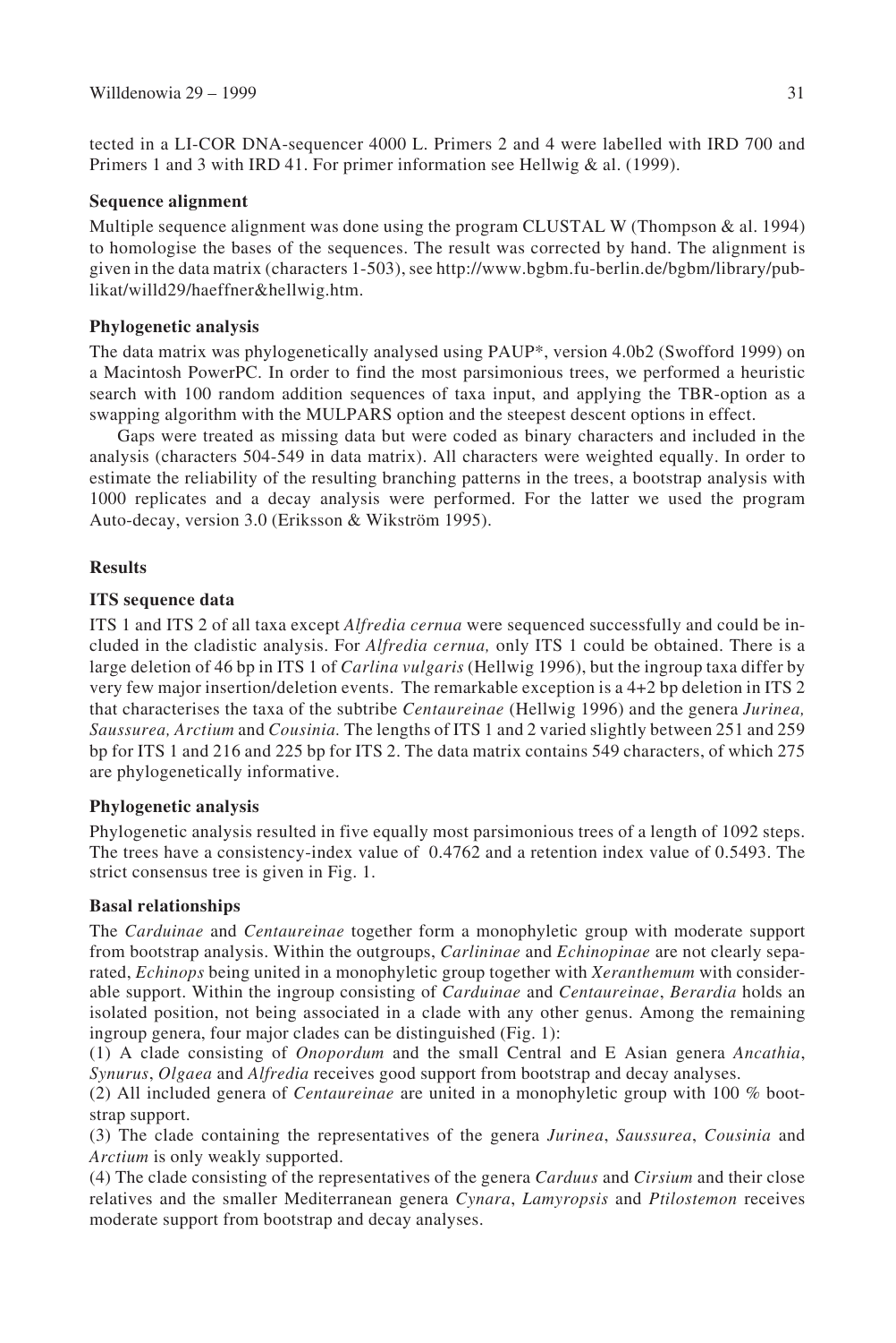tected in a LI-COR DNA-sequencer 4000 L. Primers 2 and 4 were labelled with IRD 700 and Primers 1 and 3 with IRD 41. For primer information see Hellwig & al. (1999).

### Sequence alignment

Multiple sequence alignment was done using the program CLUSTAL W (Thompson & al. 1994) to homologise the bases of the sequences. The result was corrected by hand. The alignment is given in the data matrix (characters 1-503), see http://www.bgbm.fu-berlin.de/bgbm/library/publikat/willd29/haeffner&hellwig.htm.

### Phylogenetic analysis

The data matrix was phylogenetically analysed using PAUP*, version 4.0b2 (Swofford 1999) on a Macintosh PowerPC. In order to find the most parsimonious trees, we performed a heuristic search with 100 random addition sequences of taxa input, and applying the TBR-option as a swapping algorithm with the MULPARS option and the steepest descent options in effect.

Gaps were treated as missing data but were coded as binary characters and included in the analysis (characters 504-549 in data matrix). All characters were weighted equally. In order to estimate the reliability of the resulting branching patterns in the trees, a bootstrap analysis with 1000 replicates and a decay analysis were performed. For the latter we used the program Auto-decay, version 3.0 (Eriksson & Wikström 1995).

## Results

### ITS sequence data

ITS 1 and ITS 2 of all taxa except *Alfredia cernua* were sequenced successfully and could be included in the cladistic analysis. For *Alfredia cernua,* only ITS 1 could be obtained. There is a large deletion of 46 bp in ITS 1 of *Carlina vulgaris* (Hellwig 1996), but the ingroup taxa differ by very few major insertion/deletion events. The remarkable exception is a 4+2 bp deletion in ITS 2 that characterises the taxa of the subtribe *Centaureinae* (Hellwig 1996) and the genera *Jurinea, Saussurea, Arctium* and *Cousinia.* The lengths of ITS 1 and 2 varied slightly between 251 and 259 bp for ITS 1 and 216 and 225 bp for ITS 2. The data matrix contains 549 characters, of which 275 are phylogenetically informative.

### Phylogenetic analysis

Phylogenetic analysis resulted in five equally most parsimonious trees of a length of 1092 steps. The trees have a consistency-index value of 0.4762 and a retention index value of 0.5493. The strict consensus tree is given in Fig. 1.

### Basal relationships

The *Carduinae* and *Centaureinae* together form a monophyletic group with moderate support from bootstrap analysis. Within the outgroups, *Carlininae* and *Echinopinae* are not clearly separated, *Echinops* being united in a monophyletic group together with *Xeranthemum* with considerable support. Within the ingroup consisting of *Carduinae* and *Centaureinae*, *Berardia* holds an isolated position, not being associated in a clade with any other genus. Among the remaining ingroup genera, four major clades can be distinguished (Fig. 1):

(1) A clade consisting of *Onopordum* and the small Central and E Asian genera *Ancathia*, *Synurus*, *Olgaea* and *Alfredia* receives good support from bootstrap and decay analyses.

(2) All included genera of *Centaureinae* are united in a monophyletic group with 100 % bootstrap support.

(3) The clade containing the representatives of the genera *Jurinea*, *Saussurea*, *Cousinia* and *Arctium* is only weakly supported.

(4) The clade consisting of the representatives of the genera *Carduus* and *Cirsium* and their close relatives and the smaller Mediterranean genera *Cynara*, *Lamyropsis* and *Ptilostemon* receives moderate support from bootstrap and decay analyses.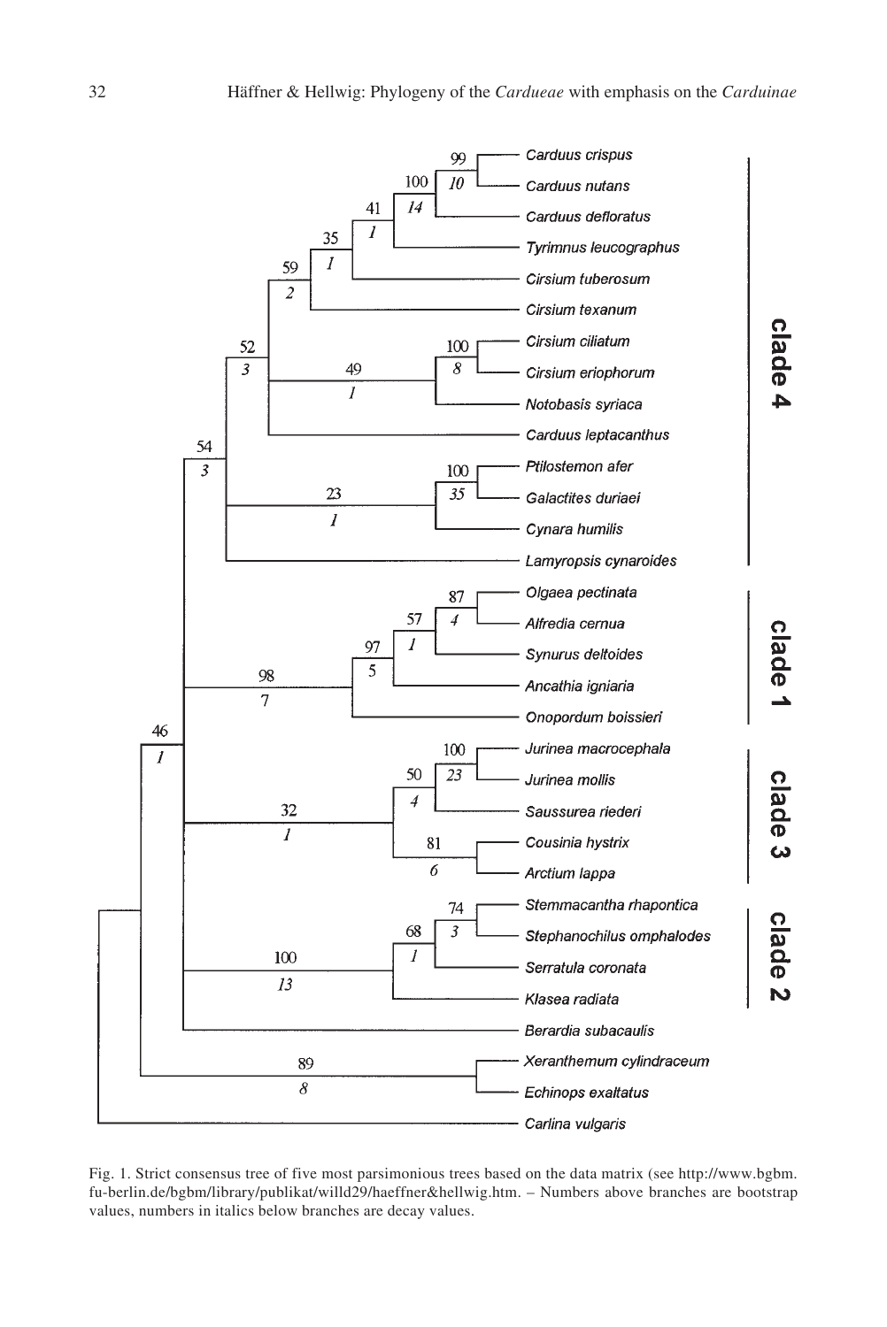Fig. 1. Strict consensus tree of five most parsimonious trees based on the data matrix (see http://www.bgbm.fu-berlin.de/bgbm/library/publikat/willd29/haeffner&hellwig.htm. – Numbers above branches are bootstrap values, numbers in italics below branches are decay values.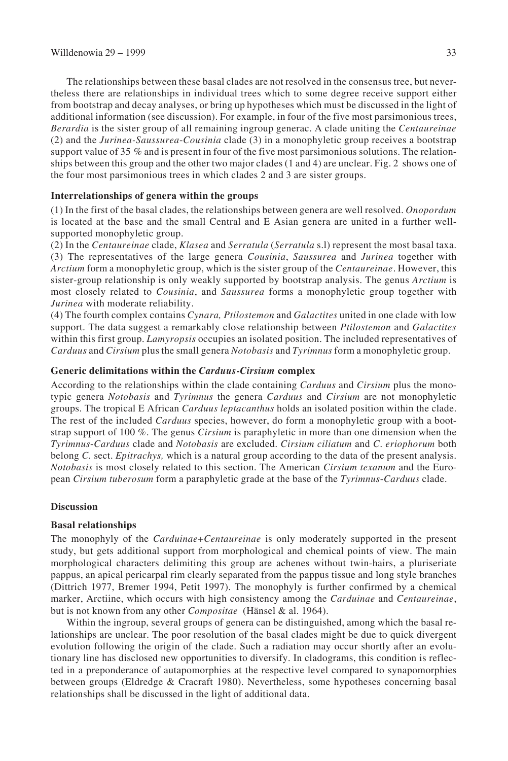The relationships between these basal clades are not resolved in the consensus tree, but nevertheless there are relationships in individual trees which to some degree receive support either from bootstrap and decay analyses, or bring up hypotheses which must be discussed in the light of additional information (see discussion). For example, in four of the five most parsimonious trees, *Berardia* is the sister group of all remaining ingroup generac. A clade uniting the *Centaureinae* (2) and the *Jurinea-Saussurea-Cousinia* clade (3) in a monophyletic group receives a bootstrap support value of 35 % and is present in four of the five most parsimonious solutions. The relationships between this group and the other two major clades (1 and 4) are unclear. Fig. 2 shows one of the four most parsimonious trees in which clades 2 and 3 are sister groups.

#### Interrelationships of genera within the groups

(1) In the first of the basal clades, the relationships between genera are well resolved. *Onopordum* is located at the base and the small Central and E Asian genera are united in a further well-supported monophyletic group.

(2) In the *Centaureinae* clade, *Klasea* and *Serratula* (*Serratula* s.l) represent the most basal taxa.

(3) The representatives of the large genera *Cousinia*, *Saussurea* and *Jurinea* together with *Arctium* form a monophyletic group, which is the sister group of the *Centaureinae*. However, this sister-group relationship is only weakly supported by bootstrap analysis. The genus *Arctium* is most closely related to *Cousinia*, and *Saussurea* forms a monophyletic group together with *Jurinea* with moderate reliability.

(4) The fourth complex contains *Cynara, Ptilostemon* and *Galactites* united in one clade with low support. The data suggest a remarkably close relationship between *Ptilostemon* and *Galactites* within this first group. *Lamyropsis* occupies an isolated position. The included representatives of *Carduus* and *Cirsium* plus the small genera *Notobasis* and *Tyrimnus* form a monophyletic group.

#### Generic delimitations within the *Carduus-Cirsium* complex

According to the relationships within the clade containing *Carduus* and *Cirsium* plus the monotypic genera *Notobasis* and *Tyrimnus* the genera *Carduus* and *Cirsium* are not monophyletic groups. The tropical E African *Carduus leptacanthus* holds an isolated position within the clade. The rest of the included *Carduus* species, however, do form a monophyletic group with a bootstrap support of 100 %. The genus *Cirsium* is paraphyletic in more than one dimension when the *Tyrimnus-Carduus* clade and *Notobasis* are excluded. *Cirsium ciliatum* and *C. eriophorum* both belong *C.* sect. *Epitrachys,* which is a natural group according to the data of the present analysis. *Notobasis* is most closely related to this section. The American *Cirsium texanum* and the European *Cirsium tuberosum* form a paraphyletic grade at the base of the *Tyrimnus-Carduus* clade.

## Discussion

#### Basal relationships

The monophyly of the *Carduinae+Centaureinae* is only moderately supported in the present study, but gets additional support from morphological and chemical points of view. The main morphological characters delimiting this group are achenes without twin-hairs, a pluriseriate pappus, an apical pericarpal rim clearly separated from the pappus tissue and long style branches (Dittrich 1977, Bremer 1994, Petit 1997). The monophyly is further confirmed by a chemical marker, Arctiine, which occurs with high consistency among the *Carduinae* and *Centaureinae*, but is not known from any other *Compositae* (Hänsel & al. 1964).

Within the ingroup, several groups of genera can be distinguished, among which the basal relationships are unclear. The poor resolution of the basal clades might be due to quick divergent evolution following the origin of the clade. Such a radiation may occur shortly after an evolutionary line has disclosed new opportunities to diversify. In cladograms, this condition is reflected in a preponderance of autapomorphies at the respective level compared to synapomorphies between groups (Eldredge & Cracraft 1980). Nevertheless, some hypotheses concerning basal relationships shall be discussed in the light of additional data.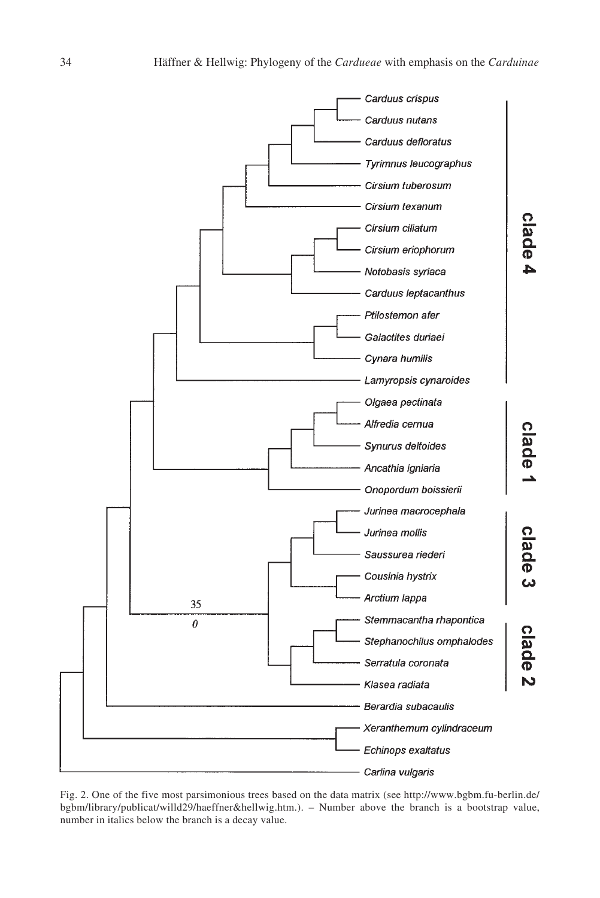Fig. 2. One of the five most parsimonious trees based on the data matrix (see http://www.bgbm.fu-berlin.de/bgbm/library/publicat/willd29/haeffner&hellwig.htm.). – Number above the branch is a bootstrap value, number in italics below the branch is a decay value.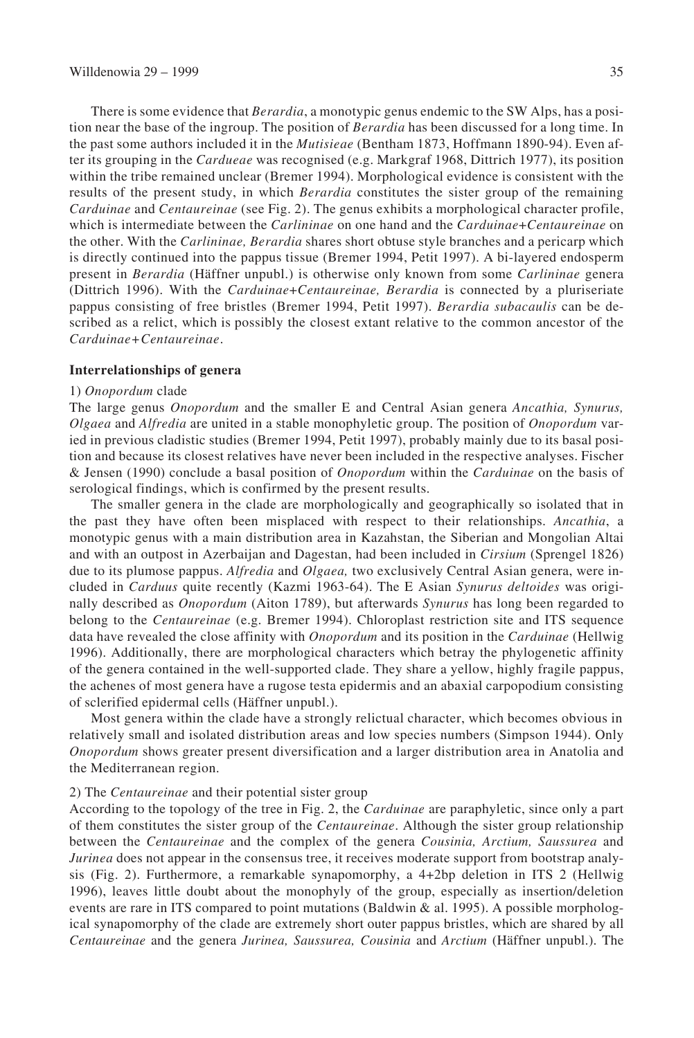There is some evidence that *Berardia*, a monotypic genus endemic to the SW Alps, has a position near the base of the ingroup. The position of *Berardia* has been discussed for a long time. In the past some authors included it in the *Mutisieae* (Bentham 1873, Hoffmann 1890-94). Even after its grouping in the *Cardueae* was recognised (e.g. Markgraf 1968, Dittrich 1977), its position within the tribe remained unclear (Bremer 1994). Morphological evidence is consistent with the results of the present study, in which *Berardia* constitutes the sister group of the remaining *Carduinae* and *Centaureinae* (see Fig. 2). The genus exhibits a morphological character profile, which is intermediate between the *Carlininae* on one hand and the *Carduinae+Centaureinae* on the other. With the *Carlininae, Berardia* shares short obtuse style branches and a pericarp which is directly continued into the pappus tissue (Bremer 1994, Petit 1997). A bi-layered endosperm present in *Berardia* (Häffner unpubl.) is otherwise only known from some *Carlininae* genera (Dittrich 1996). With the *Carduinae+Centaureinae, Berardia* is connected by a pluriseriate pappus consisting of free bristles (Bremer 1994, Petit 1997). *Berardia subacaulis* can be described as a relict, which is possibly the closest extant relative to the common ancestor of the *Carduinae+Centaureinae*.

### Interrelationships of genera

1) *Onopordum* clade

The large genus *Onopordum* and the smaller E and Central Asian genera *Ancathia, Synurus, Olgaea* and *Alfredia* are united in a stable monophyletic group. The position of *Onopordum* varied in previous cladistic studies (Bremer 1994, Petit 1997), probably mainly due to its basal position and because its closest relatives have never been included in the respective analyses. Fischer & Jensen (1990) conclude a basal position of *Onopordum* within the *Carduinae* on the basis of serological findings, which is confirmed by the present results.

The smaller genera in the clade are morphologically and geographically so isolated that in the past they have often been misplaced with respect to their relationships. *Ancathia*, a monotypic genus with a main distribution area in Kazahstan, the Siberian and Mongolian Altai and with an outpost in Azerbaijan and Dagestan, had been included in *Cirsium* (Sprengel 1826) due to its plumose pappus. *Alfredia* and *Olgaea,* two exclusively Central Asian genera, were included in *Carduus* quite recently (Kazmi 1963-64). The E Asian *Synurus deltoides* was originally described as *Onopordum* (Aiton 1789), but afterwards *Synurus* has long been regarded to belong to the *Centaureinae* (e.g. Bremer 1994). Chloroplast restriction site and ITS sequence data have revealed the close affinity with *Onopordum* and its position in the *Carduinae* (Hellwig 1996). Additionally, there are morphological characters which betray the phylogenetic affinity of the genera contained in the well-supported clade. They share a yellow, highly fragile pappus, the achenes of most genera have a rugose testa epidermis and an abaxial carpopodium consisting of sclerified epidermal cells (Häffner unpubl.).

Most genera within the clade have a strongly relictual character, which becomes obvious in relatively small and isolated distribution areas and low species numbers (Simpson 1944). Only *Onopordum* shows greater present diversification and a larger distribution area in Anatolia and the Mediterranean region.

2) The *Centaureinae* and their potential sister group

According to the topology of the tree in Fig. 2, the *Carduinae* are paraphyletic, since only a part of them constitutes the sister group of the *Centaureinae*. Although the sister group relationship between the *Centaureinae* and the complex of the genera *Cousinia, Arctium, Saussurea* and *Jurinea* does not appear in the consensus tree, it receives moderate support from bootstrap analysis (Fig. 2). Furthermore, a remarkable synapomorphy, a 4+2bp deletion in ITS 2 (Hellwig 1996), leaves little doubt about the monophyly of the group, especially as insertion/deletion events are rare in ITS compared to point mutations (Baldwin & al. 1995). A possible morphological synapomorphy of the clade are extremely short outer pappus bristles, which are shared by all *Centaureinae* and the genera *Jurinea, Saussurea, Cousinia* and *Arctium* (Häffner unpubl.). The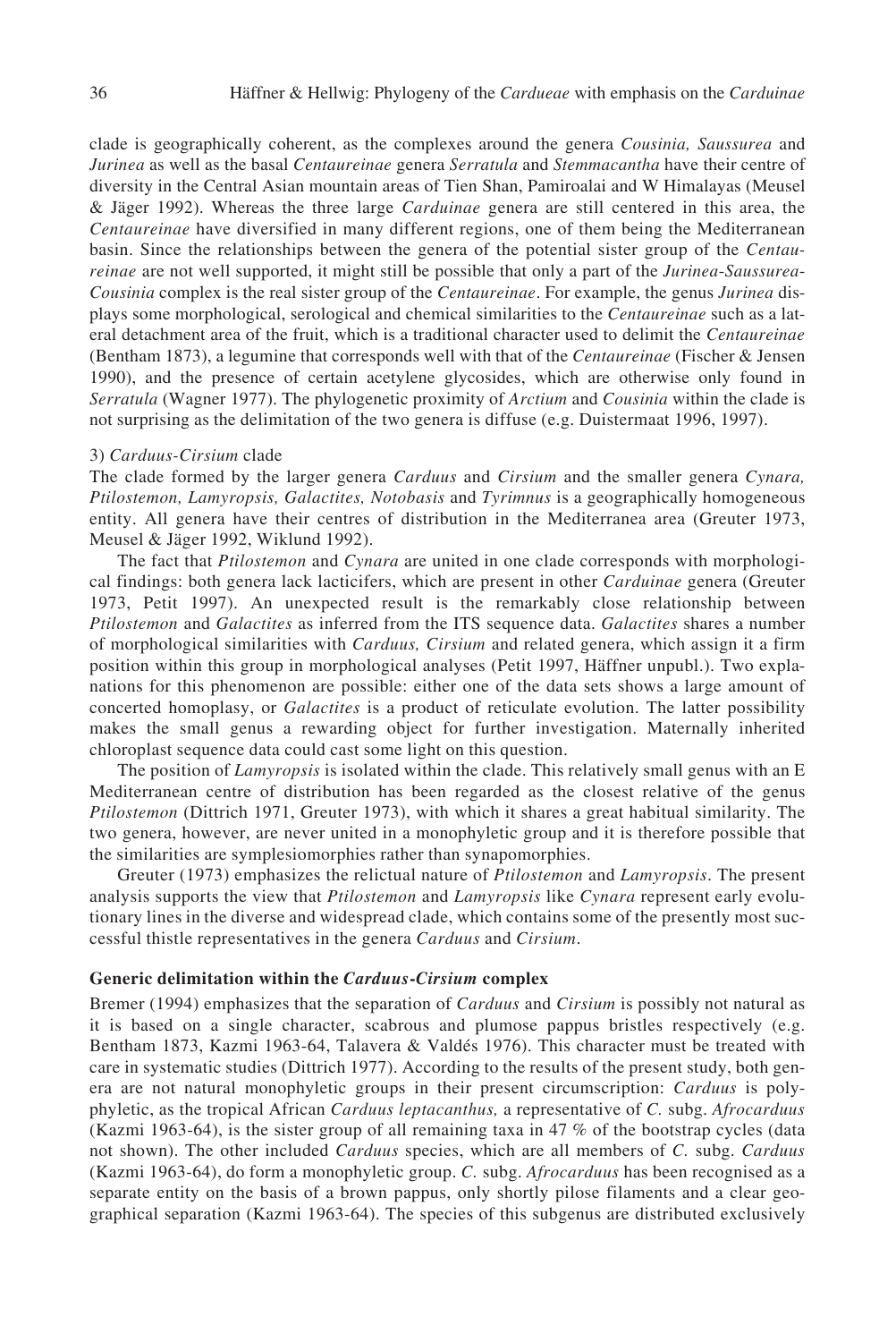clade is geographically coherent, as the complexes around the genera *Cousinia, Saussurea* and *Jurinea* as well as the basal *Centaureinae* genera *Serratula* and *Stemmacantha* have their centre of diversity in the Central Asian mountain areas of Tien Shan, Pamiroalai and W Himalayas (Meusel & Jäger 1992). Whereas the three large *Carduinae* genera are still centered in this area, the *Centaureinae* have diversified in many different regions, one of them being the Mediterranean basin. Since the relationships between the genera of the potential sister group of the *Centaureinae* are not well supported, it might still be possible that only a part of the *Jurinea-Saussurea-Cousinia* complex is the real sister group of the *Centaureinae*. For example, the genus *Jurinea* displays some morphological, serological and chemical similarities to the *Centaureinae* such as a lateral detachment area of the fruit, which is a traditional character used to delimit the *Centaureinae* (Bentham 1873), a legumine that corresponds well with that of the *Centaureinae* (Fischer & Jensen 1990), and the presence of certain acetylene glycosides, which are otherwise only found in *Serratula* (Wagner 1977). The phylogenetic proximity of *Arctium* and *Cousinia* within the clade is not surprising as the delimitation of the two genera is diffuse (e.g. Duistermaat 1996, 1997).

3) *Carduus-Cirsium* clade

The clade formed by the larger genera *Carduus* and *Cirsium* and the smaller genera *Cynara, Ptilostemon, Lamyropsis, Galactites, Notobasis* and *Tyrimnus* is a geographically homogeneous entity. All genera have their centres of distribution in the Mediterranea area (Greuter 1973, Meusel & Jäger 1992, Wiklund 1992).

The fact that *Ptilostemon* and *Cynara* are united in one clade corresponds with morphological findings: both genera lack lacticifers, which are present in other *Carduinae* genera (Greuter 1973, Petit 1997). An unexpected result is the remarkably close relationship between *Ptilostemon* and *Galactites* as inferred from the ITS sequence data. *Galactites* shares a number of morphological similarities with *Carduus, Cirsium* and related genera, which assign it a firm position within this group in morphological analyses (Petit 1997, Häffner unpubl.). Two explanations for this phenomenon are possible: either one of the data sets shows a large amount of concerted homoplasy, or *Galactites* is a product of reticulate evolution. The latter possibility makes the small genus a rewarding object for further investigation. Maternally inherited chloroplast sequence data could cast some light on this question.

The position of *Lamyropsis* is isolated within the clade. This relatively small genus with an E Mediterranean centre of distribution has been regarded as the closest relative of the genus *Ptilostemon* (Dittrich 1971, Greuter 1973), with which it shares a great habitual similarity. The two genera, however, are never united in a monophyletic group and it is therefore possible that the similarities are symplesiomorphies rather than synapomorphies.

Greuter (1973) emphasizes the relictual nature of *Ptilostemon* and *Lamyropsis*. The present analysis supports the view that *Ptilostemon* and *Lamyropsis* like *Cynara* represent early evolutionary lines in the diverse and widespread clade, which contains some of the presently most successful thistle representatives in the genera *Carduus* and *Cirsium*.

**Generic delimitation within the *Carduus-Cirsium* complex**

Bremer (1994) emphasizes that the separation of *Carduus* and *Cirsium* is possibly not natural as it is based on a single character, scabrous and plumose pappus bristles respectively (e.g. Bentham 1873, Kazmi 1963-64, Talavera & Valdés 1976). This character must be treated with care in systematic studies (Dittrich 1977). According to the results of the present study, both genera are not natural monophyletic groups in their present circumscription: *Carduus* is polyphyletic, as the tropical African *Carduus leptacanthus,* a representative of *C.* subg. *Afrocarduus* (Kazmi 1963-64), is the sister group of all remaining taxa in 47 % of the bootstrap cycles (data not shown). The other included *Carduus* species, which are all members of *C.* subg. *Carduus* (Kazmi 1963-64), do form a monophyletic group. *C.* subg. *Afrocarduus* has been recognised as a separate entity on the basis of a brown pappus, only shortly pilose filaments and a clear geographical separation (Kazmi 1963-64). The species of this subgenus are distributed exclusively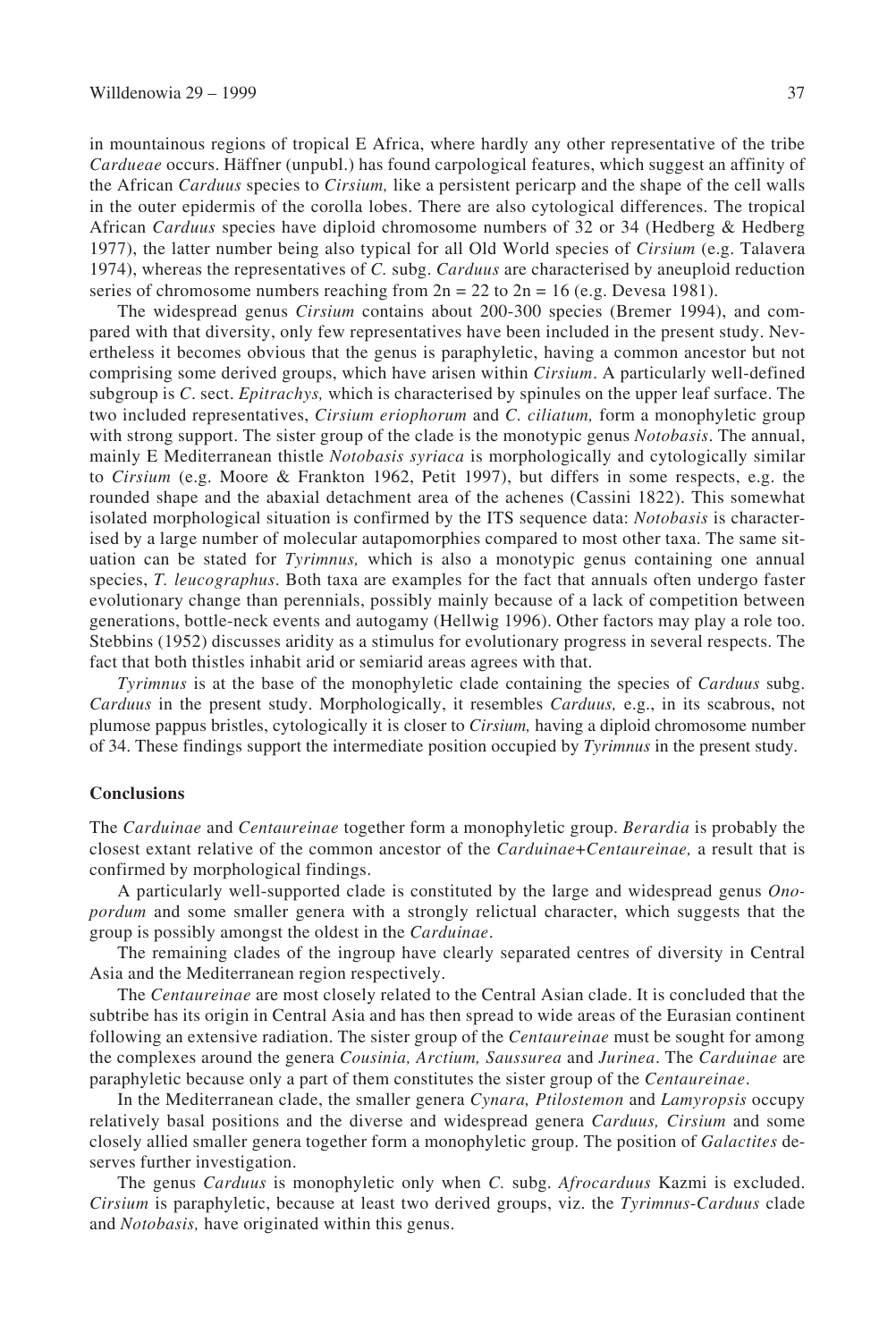in mountainous regions of tropical E Africa, where hardly any other representative of the tribe *Cardueae* occurs. Häffner (unpubl.) has found carpological features, which suggest an affinity of the African *Carduus* species to *Cirsium,* like a persistent pericarp and the shape of the cell walls in the outer epidermis of the corolla lobes. There are also cytological differences. The tropical African *Carduus* species have diploid chromosome numbers of 32 or 34 (Hedberg & Hedberg 1977), the latter number being also typical for all Old World species of *Cirsium* (e.g. Talavera 1974), whereas the representatives of *C.* subg. *Carduus* are characterised by aneuploid reduction series of chromosome numbers reaching from $2n = 22$ to $2n = 16$ (e.g. Devesa 1981).

The widespread genus *Cirsium* contains about 200-300 species (Bremer 1994), and compared with that diversity, only few representatives have been included in the present study. Nevertheless it becomes obvious that the genus is paraphyletic, having a common ancestor but not comprising some derived groups, which have arisen within *Cirsium*. A particularly well-defined subgroup is *C.* sect. *Epitrachys,* which is characterised by spinules on the upper leaf surface. The two included representatives, *Cirsium eriophorum* and *C. ciliatum,* form a monophyletic group with strong support. The sister group of the clade is the monotypic genus *Notobasis*. The annual, mainly E Mediterranean thistle *Notobasis syriaca* is morphologically and cytologically similar to *Cirsium* (e.g. Moore & Frankton 1962, Petit 1997), but differs in some respects, e.g. the rounded shape and the abaxial detachment area of the achenes (Cassini 1822). This somewhat isolated morphological situation is confirmed by the ITS sequence data: *Notobasis* is characterised by a large number of molecular autapomorphies compared to most other taxa. The same situation can be stated for *Tyrimnus,* which is also a monotypic genus containing one annual species, *T. leucographus*. Both taxa are examples for the fact that annuals often undergo faster evolutionary change than perennials, possibly mainly because of a lack of competition between generations, bottle-neck events and autogamy (Hellwig 1996). Other factors may play a role too. Stebbins (1952) discusses aridity as a stimulus for evolutionary progress in several respects. The fact that both thistles inhabit arid or semiarid areas agrees with that.

*Tyrimnus* is at the base of the monophyletic clade containing the species of *Carduus* subg. *Carduus* in the present study. Morphologically, it resembles *Carduus,* e.g., in its scabrous, not plumose pappus bristles, cytologically it is closer to *Cirsium,* having a diploid chromosome number of 34. These findings support the intermediate position occupied by *Tyrimnus* in the present study.

## Conclusions

The *Carduinae* and *Centaureinae* together form a monophyletic group. *Berardia* is probably the closest extant relative of the common ancestor of the *Carduinae+Centaureinae,* a result that is confirmed by morphological findings.

A particularly well-supported clade is constituted by the large and widespread genus *Onopordum* and some smaller genera with a strongly relictual character, which suggests that the group is possibly amongst the oldest in the *Carduinae*.

The remaining clades of the ingroup have clearly separated centres of diversity in Central Asia and the Mediterranean region respectively.

The *Centaureinae* are most closely related to the Central Asian clade. It is concluded that the subtribe has its origin in Central Asia and has then spread to wide areas of the Eurasian continent following an extensive radiation. The sister group of the *Centaureinae* must be sought for among the complexes around the genera *Cousinia, Arctium, Saussurea* and *Jurinea*. The *Carduinae* are paraphyletic because only a part of them constitutes the sister group of the *Centaureinae*.

In the Mediterranean clade, the smaller genera *Cynara, Ptilostemon* and *Lamyropsis* occupy relatively basal positions and the diverse and widespread genera *Carduus, Cirsium* and some closely allied smaller genera together form a monophyletic group. The position of *Galactites* deserves further investigation.

The genus *Carduus* is monophyletic only when *C.* subg. *Afrocarduus* Kazmi is excluded. *Cirsium* is paraphyletic, because at least two derived groups, viz. the *Tyrimnus-Carduus* clade and *Notobasis,* have originated within this genus.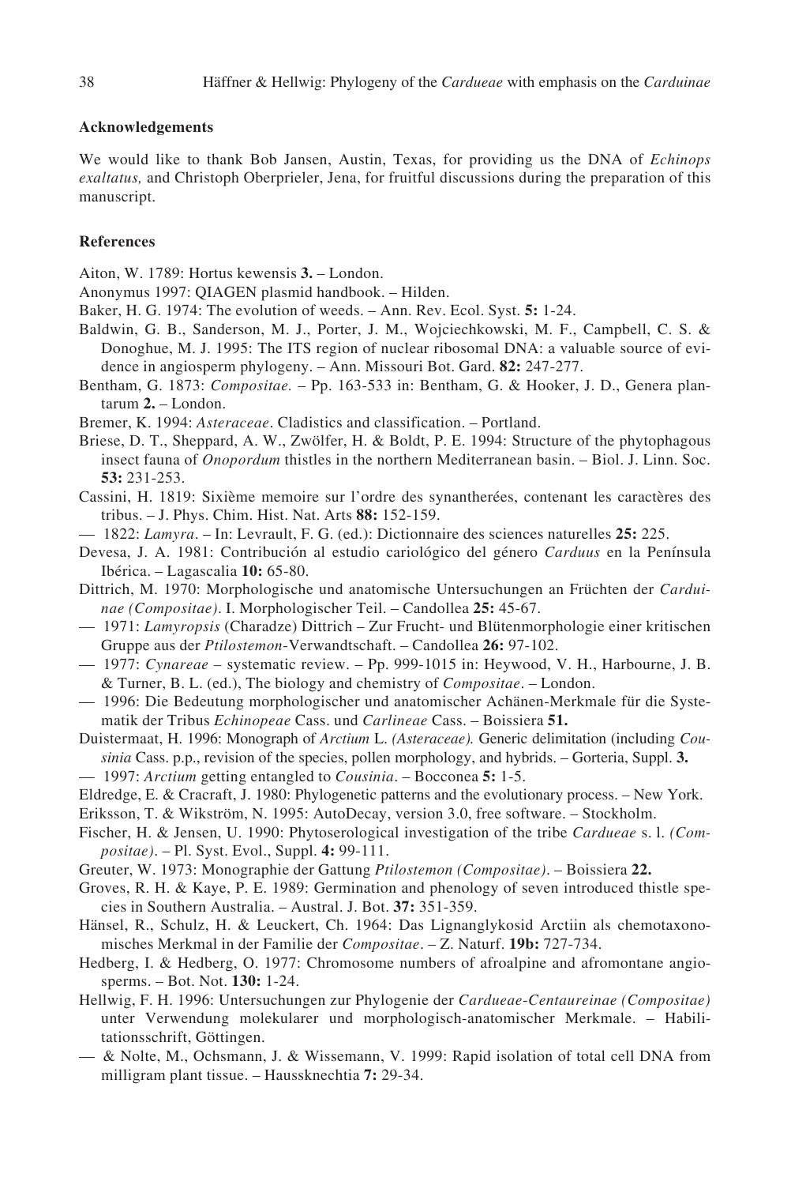### Acknowledgements

We would like to thank Bob Jansen, Austin, Texas, for providing us the DNA of *Echinops exaltatus,* and Christoph Oberprieler, Jena, for fruitful discussions during the preparation of this manuscript.

### References

Aiton, W. 1789: Hortus kewensis **3.** – London.

Anonymus 1997: QIAGEN plasmid handbook. – Hilden.

Baker, H. G. 1974: The evolution of weeds. – Ann. Rev. Ecol. Syst. **5:** 1-24.

Baldwin, G. B., Sanderson, M. J., Porter, J. M., Wojciechkowski, M. F., Campbell, C. S. & Donoghue, M. J. 1995: The ITS region of nuclear ribosomal DNA: a valuable source of evidence in angiosperm phylogeny. – Ann. Missouri Bot. Gard. **82:** 247-277.

Bentham, G. 1873: *Compositae.* – Pp. 163-533 in: Bentham, G. & Hooker, J. D., Genera plantarum **2.** – London.

Bremer, K. 1994: *Asteraceae*. Cladistics and classification. – Portland.

Briese, D. T., Sheppard, A. W., Zwölfer, H. & Boldt, P. E. 1994: Structure of the phytophagous insect fauna of *Onopordum* thistles in the northern Mediterranean basin. – Biol. J. Linn. Soc. **53:** 231-253.

Cassini, H. 1819: Sixième memoire sur l'ordre des synantherées, contenant les caractères des tribus. – J. Phys. Chim. Hist. Nat. Arts **88:** 152-159.

— 1822: *Lamyra*. – In: Levrault, F. G. (ed.): Dictionnaire des sciences naturelles **25:** 225.

Devesa, J. A. 1981: Contribución al estudio cariológico del género *Carduus* en la Península Ibérica. – Lagascalia **10:** 65-80.

Dittrich, M. 1970: Morphologische und anatomische Untersuchungen an Früchten der *Carduinae (Compositae)*. I. Morphologischer Teil. – Candollea **25:** 45-67.

— 1971: *Lamyropsis* (Charadze) Dittrich – Zur Frucht- und Blütenmorphologie einer kritischen Gruppe aus der *Ptilostemon*-Verwandtschaft. – Candollea **26:** 97-102.

— 1977: *Cynareae* – systematic review. – Pp. 999-1015 in: Heywood, V. H., Harbourne, J. B. & Turner, B. L. (ed.), The biology and chemistry of *Compositae*. – London.

— 1996: Die Bedeutung morphologischer und anatomischer Achänen-Merkmale für die Systematik der Tribus *Echinopeae* Cass. und *Carlineae* Cass. – Boissiera **51.**

Duistermaat, H. 1996: Monograph of *Arctium* L. *(Asteraceae).* Generic delimitation (including *Cousinia* Cass. p.p., revision of the species, pollen morphology, and hybrids. – Gorteria, Suppl. **3.**

— 1997: *Arctium* getting entangled to *Cousinia*. – Bocconea **5:** 1-5.

Eldredge, E. & Cracraft, J. 1980: Phylogenetic patterns and the evolutionary process. – New York.

Eriksson, T. & Wikström, N. 1995: AutoDecay, version 3.0, free software. – Stockholm.

Fischer, H. & Jensen, U. 1990: Phytoserological investigation of the tribe *Cardueae* s. l. *(Compositae)*. – Pl. Syst. Evol., Suppl. **4:** 99-111.

Greuter, W. 1973: Monographie der Gattung *Ptilostemon (Compositae)*. – Boissiera **22.**

Groves, R. H. & Kaye, P. E. 1989: Germination and phenology of seven introduced thistle species in Southern Australia. – Austral. J. Bot. **37:** 351-359.

Hänsel, R., Schulz, H. & Leuckert, Ch. 1964: Das Lignanglykosid Arctiin als chemotaxonomisches Merkmal in der Familie der *Compositae*. – Z. Naturf. **19b:** 727-734.

Hedberg, I. & Hedberg, O. 1977: Chromosome numbers of afroalpine and afromontane angiosperms. – Bot. Not. **130:** 1-24.

Hellwig, F. H. 1996: Untersuchungen zur Phylogenie der *Cardueae-Centaureinae (Compositae)* unter Verwendung molekularer und morphologisch-anatomischer Merkmale. – Habilitationsschrift, Göttingen.

— & Nolte, M., Ochsmann, J. & Wissemann, V. 1999: Rapid isolation of total cell DNA from milligram plant tissue. – Haussknechtia **7:** 29-34.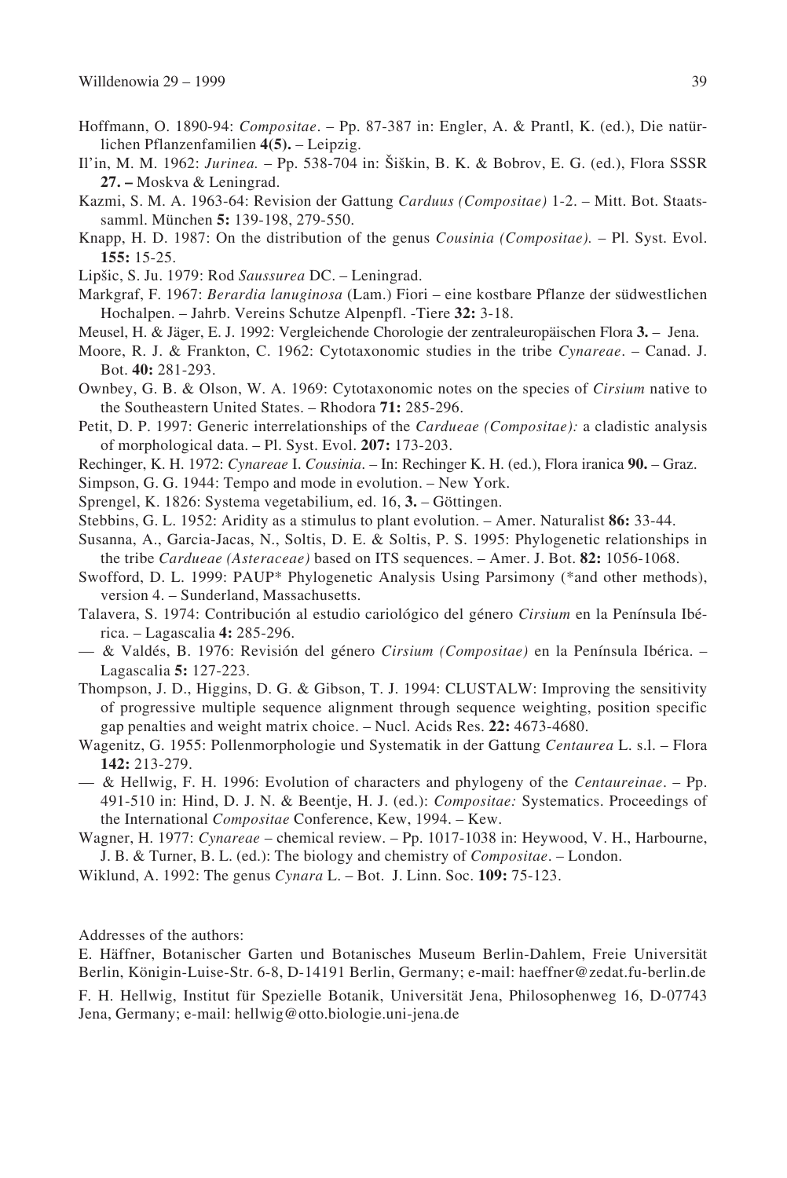Hoffmann, O. 1890-94: *Compositae*. – Pp. 87-387 in: Engler, A. & Prantl, K. (ed.), Die natürlichen Pflanzenfamilien **4(5).** – Leipzig.

Il'in, M. M. 1962: *Jurinea.* – Pp. 538-704 in: Šiškin, B. K. & Bobrov, E. G. (ed.), Flora SSSR **27. –** Moskva & Leningrad.

Kazmi, S. M. A. 1963-64: Revision der Gattung *Carduus (Compositae)* 1-2. – Mitt. Bot. Staatssamml. München **5:** 139-198, 279-550.

Knapp, H. D. 1987: On the distribution of the genus *Cousinia (Compositae).* – Pl. Syst. Evol. **155:** 15-25.

Lipšic, S. Ju. 1979: Rod *Saussurea* DC. – Leningrad.

Markgraf, F. 1967: *Berardia lanuginosa* (Lam.) Fiori – eine kostbare Pflanze der südwestlichen Hochalpen. – Jahrb. Vereins Schutze Alpenpfl. -Tiere **32:** 3-18.

Meusel, H. & Jäger, E. J. 1992: Vergleichende Chorologie der zentraleuropäischen Flora **3.** – Jena.

Moore, R. J. & Frankton, C. 1962: Cytotaxonomic studies in the tribe *Cynareae*. – Canad. J. Bot. **40:** 281-293.

Ownbey, G. B. & Olson, W. A. 1969: Cytotaxonomic notes on the species of *Cirsium* native to the Southeastern United States. – Rhodora **71:** 285-296.

Petit, D. P. 1997: Generic interrelationships of the *Cardueae (Compositae):* a cladistic analysis of morphological data. – Pl. Syst. Evol. **207:** 173-203.

Rechinger, K. H. 1972: *Cynareae* I. *Cousinia*. – In: Rechinger K. H. (ed.), Flora iranica **90.** – Graz.

Simpson, G. G. 1944: Tempo and mode in evolution. – New York.

Sprengel, K. 1826: Systema vegetabilium, ed. 16, **3.** – Göttingen.

Stebbins, G. L. 1952: Aridity as a stimulus to plant evolution. – Amer. Naturalist **86:** 33-44.

Susanna, A., Garcia-Jacas, N., Soltis, D. E. & Soltis, P. S. 1995: Phylogenetic relationships in the tribe *Cardueae (Asteraceae)* based on ITS sequences. – Amer. J. Bot. **82:** 1056-1068.

Swofford, D. L. 1999: PAUP* Phylogenetic Analysis Using Parsimony (*and other methods), version 4. – Sunderland, Massachusetts.

Talavera, S. 1974: Contribución al estudio cariológico del género *Cirsium* en la Península Ibérica. – Lagascalia **4:** 285-296.

— & Valdés, B. 1976: Revisión del género *Cirsium (Compositae)* en la Península Ibérica. – Lagascalia **5:** 127-223.

Thompson, J. D., Higgins, D. G. & Gibson, T. J. 1994: CLUSTALW: Improving the sensitivity of progressive multiple sequence alignment through sequence weighting, position specific gap penalties and weight matrix choice. – Nucl. Acids Res. **22:** 4673-4680.

Wagenitz, G. 1955: Pollenmorphologie und Systematik in der Gattung *Centaurea* L. s.l. – Flora **142:** 213-279.

— & Hellwig, F. H. 1996: Evolution of characters and phylogeny of the *Centaureinae*. – Pp. 491-510 in: Hind, D. J. N. & Beentje, H. J. (ed.): *Compositae:* Systematics. Proceedings of the International *Compositae* Conference, Kew, 1994. – Kew.

Wagner, H. 1977: *Cynareae* – chemical review. – Pp. 1017-1038 in: Heywood, V. H., Harbourne, J. B. & Turner, B. L. (ed.): The biology and chemistry of *Compositae*. – London.

Wiklund, A. 1992: The genus *Cynara* L. – Bot. J. Linn. Soc. **109:** 75-123.

Addresses of the authors:

E. Häffner, Botanischer Garten und Botanisches Museum Berlin-Dahlem, Freie Universität Berlin, Königin-Luise-Str. 6-8, D-14191 Berlin, Germany; e-mail: haeffner@zedat.fu-berlin.de

F. H. Hellwig, Institut für Spezielle Botanik, Universität Jena, Philosophenweg 16, D-07743 Jena, Germany; e-mail: hellwig@otto.biologie.uni-jena.de